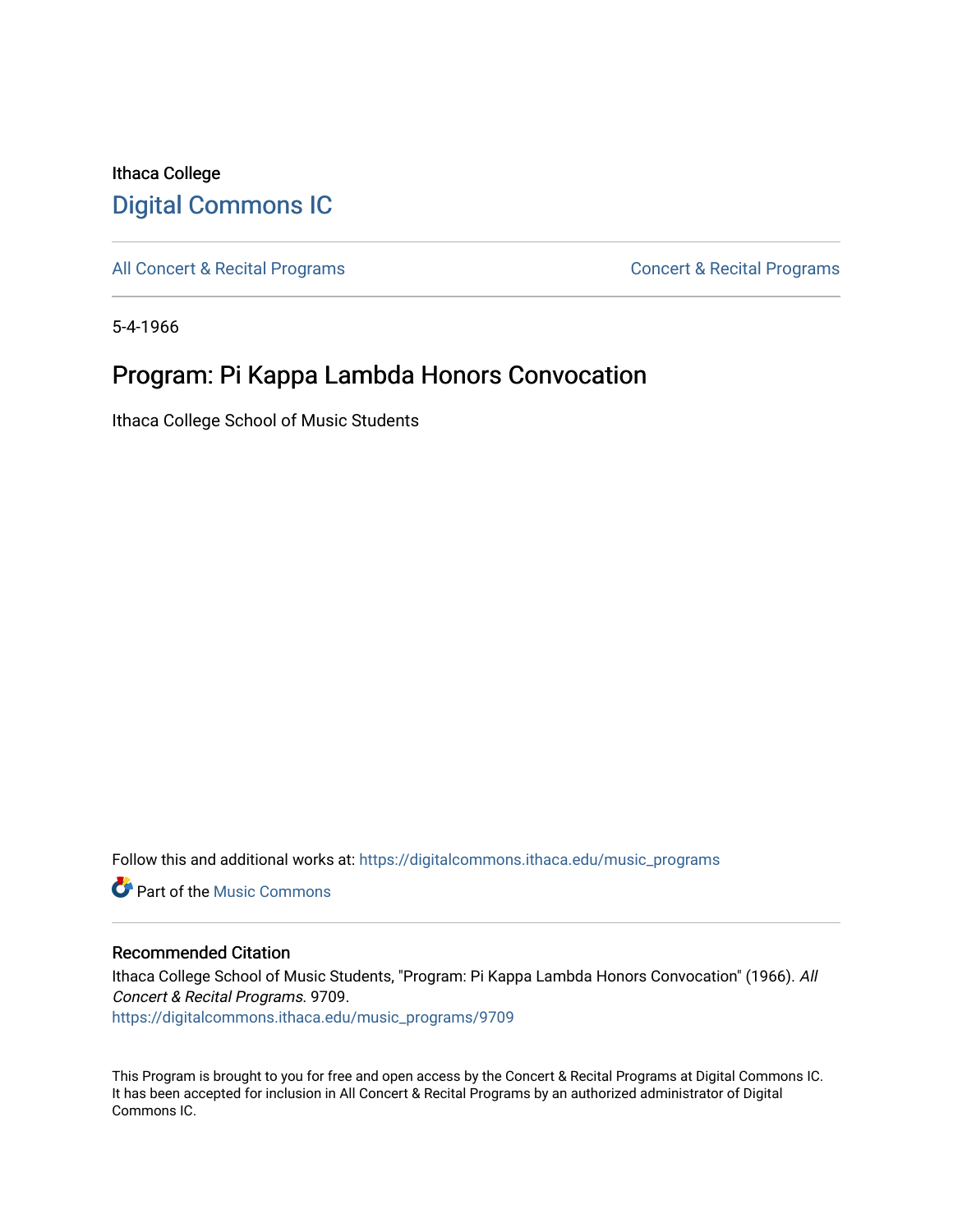Ithaca College

## Digital Commons IC

All Concert & Recital Programs

Concert & Recital Programs

5-4-1966

# Program: Pi Kappa Lambda Honors Convocation

Ithaca College School of Music Students

Follow this and additional works at: https://digitalcommons.ithaca.edu/music_programs

Part of the Music Commons

### Recommended Citation

Ithaca College School of Music Students, "Program: Pi Kappa Lambda Honors Convocation" (1966). *All Concert & Recital Programs*. 9709.
https://digitalcommons.ithaca.edu/music_programs/9709

This Program is brought to you for free and open access by the Concert & Recital Programs at Digital Commons IC. It has been accepted for inclusion in All Concert & Recital Programs by an authorized administrator of Digital Commons IC.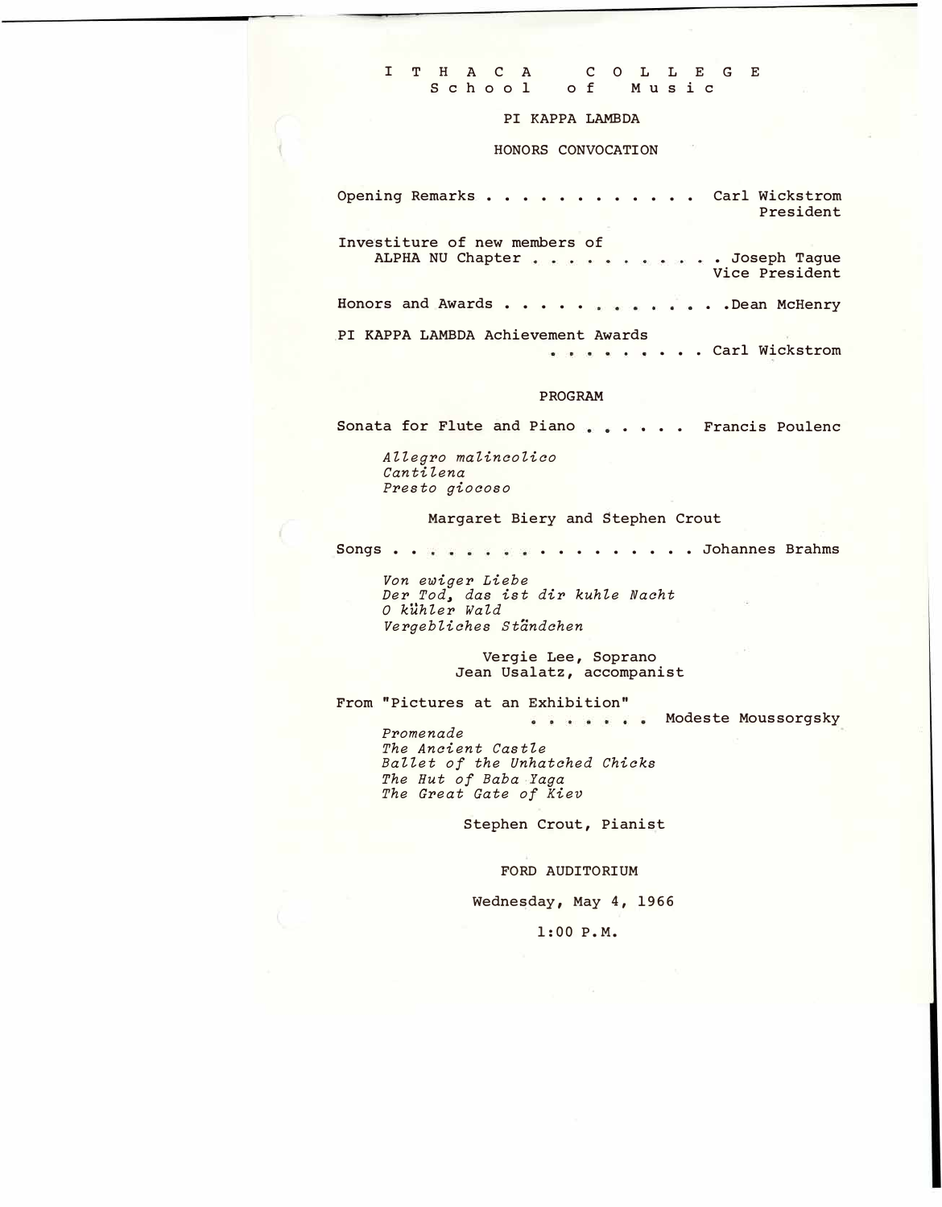# ITHACA COLLEGE
## School of Music

### PI KAPPA LAMBDA

### HONORS CONVOCATION

Opening Remarks . . . . . . . . . . . . . Carl Wickstrom
President

Investiture of new members of
ALPHA NU Chapter . . . . . . . . . . . Joseph Tague
Vice President

Honors and Awards . . . . . . . . . . . . .Dean McHenry

PI KAPPA LAMBDA Achievement Awards
. . . . . . . . . Carl Wickstrom

### PROGRAM

Sonata for Flute and Piano . . . . . . Francis Poulenc

*Allegro malincolico*
*Cantilena*
*Presto giocoso*

Margaret Biery and Stephen Crout

Songs . . . . . . . . . . . . . . . . . Johannes Brahms

*Von ewiger Liebe*
*Der Tod, das ist dir kuhle Nacht*
*O kühler Wald*
*Vergebliches Ständchen*

Vergie Lee, Soprano
Jean Usalatz, accompanist

From "Pictures at an Exhibition"
. . . . . . . Modeste Moussorgsky

*Promenade*
*The Ancient Castle*
*Ballet of the Unhatched Chicks*
*The Hut of Baba Yaga*
*The Great Gate of Kiev*

Stephen Crout, Pianist

FORD AUDITORIUM

Wednesday, May 4, 1966

1:00 P.M.